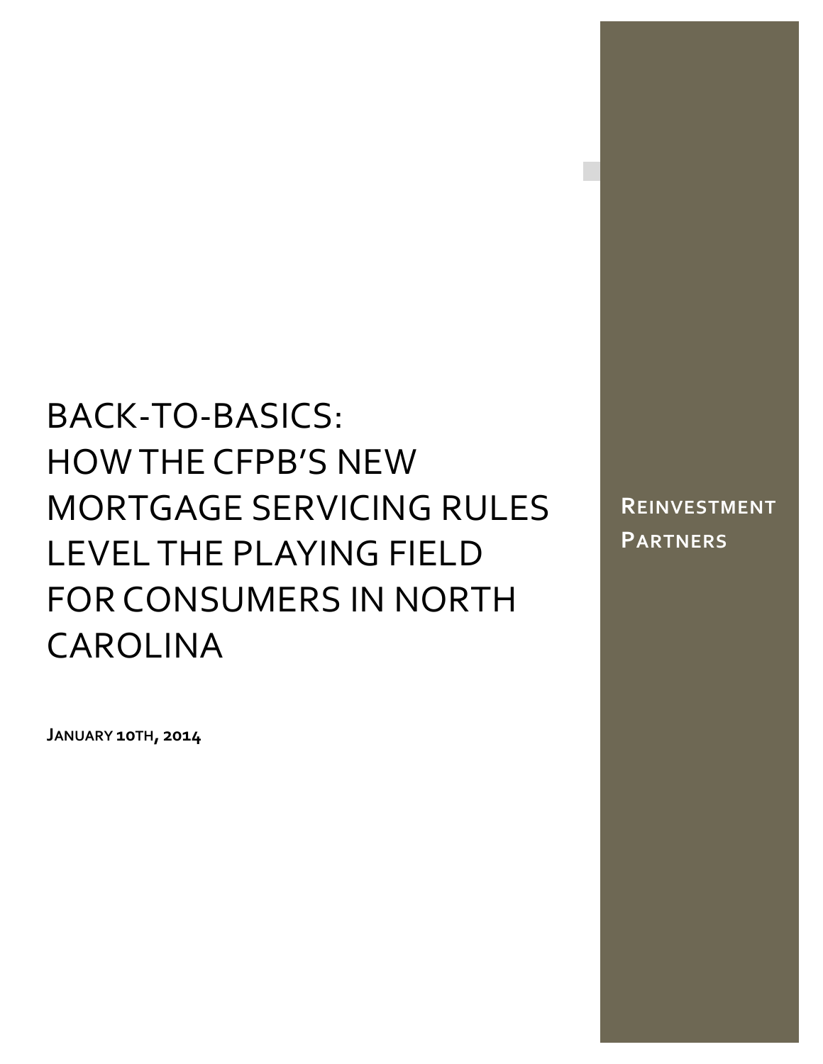# BACK-TO-BASICS: HOW THE CFPB'S NEW MORTGAGE SERVICING RULES LEVEL THE PLAYING FIELD FOR CONSUMERS IN NORTH CAROLINA

**JANUARY 10TH, 2014**

**REINVESTMENT PARTNERS**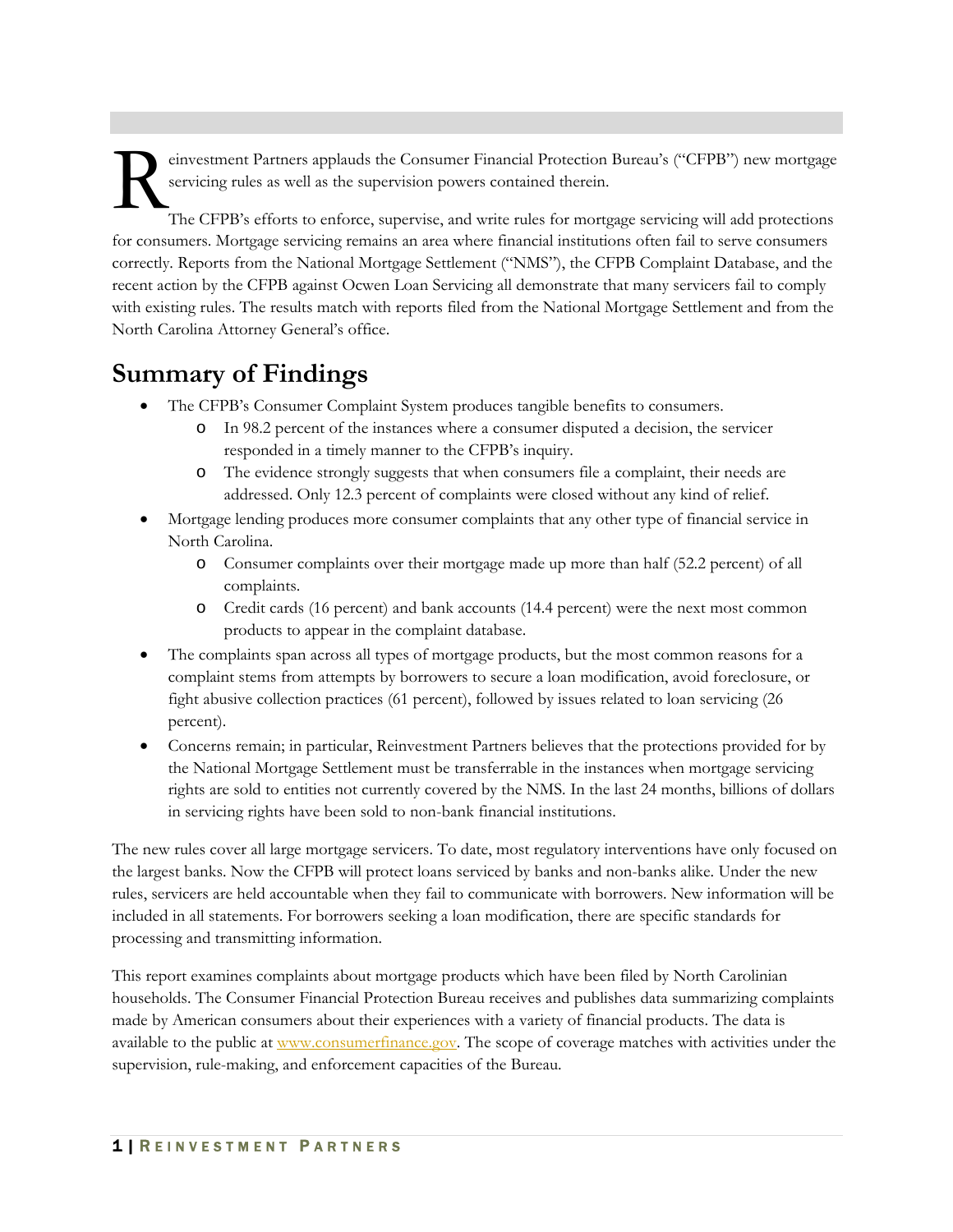Reinvestment Partners applauds the Consumer Financial Protection Bureau's ("CFPB") new mortgage servicing rules as well as the supervision powers contained therein.

The CFPB's efforts to enforce, supervise, and write rules for mortgage servicing will add protections for consumers. Mortgage servicing remains an area where financial institutions often fail to serve consumers correctly. Reports from the National Mortgage Settlement ("NMS"), the CFPB Complaint Database, and the recent action by the CFPB against Ocwen Loan Servicing all demonstrate that many servicers fail to comply with existing rules. The results match with reports filed from the National Mortgage Settlement and from the North Carolina Attorney General's office.

## Summary of Findings

- The CFPB's Consumer Complaint System produces tangible benefits to consumers.
  - In 98.2 percent of the instances where a consumer disputed a decision, the servicer responded in a timely manner to the CFPB's inquiry.
  - The evidence strongly suggests that when consumers file a complaint, their needs are addressed. Only 12.3 percent of complaints were closed without any kind of relief.
- Mortgage lending produces more consumer complaints that any other type of financial service in North Carolina.
  - Consumer complaints over their mortgage made up more than half (52.2 percent) of all complaints.
  - Credit cards (16 percent) and bank accounts (14.4 percent) were the next most common products to appear in the complaint database.
- The complaints span across all types of mortgage products, but the most common reasons for a complaint stems from attempts by borrowers to secure a loan modification, avoid foreclosure, or fight abusive collection practices (61 percent), followed by issues related to loan servicing (26 percent).
- Concerns remain; in particular, Reinvestment Partners believes that the protections provided for by the National Mortgage Settlement must be transferrable in the instances when mortgage servicing rights are sold to entities not currently covered by the NMS. In the last 24 months, billions of dollars in servicing rights have been sold to non-bank financial institutions.

The new rules cover all large mortgage servicers. To date, most regulatory interventions have only focused on the largest banks. Now the CFPB will protect loans serviced by banks and non-banks alike. Under the new rules, servicers are held accountable when they fail to communicate with borrowers. New information will be included in all statements. For borrowers seeking a loan modification, there are specific standards for processing and transmitting information.

This report examines complaints about mortgage products which have been filed by North Carolinian households. The Consumer Financial Protection Bureau receives and publishes data summarizing complaints made by American consumers about their experiences with a variety of financial products. The data is available to the public at [www.consumerfinance.gov](www.consumerfinance.gov). The scope of coverage matches with activities under the supervision, rule-making, and enforcement capacities of the Bureau.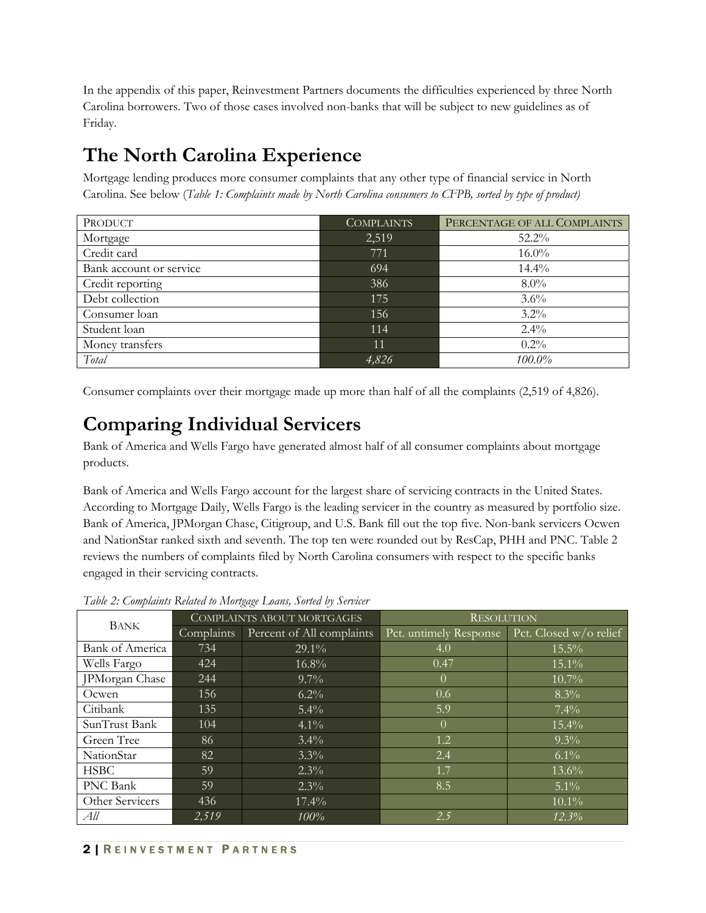In the appendix of this paper, Reinvestment Partners documents the difficulties experienced by three North Carolina borrowers. Two of those cases involved non-banks that will be subject to new guidelines as of Friday.

# The North Carolina Experience

Mortgage lending produces more consumer complaints that any other type of financial service in North Carolina. See below (*Table 1: Complaints made by North Carolina consumers to CFPB, sorted by type of product)*

| Product | Complaints | Percentage of All Complaints |
|---|---|---|
| Mortgage | 2,519 | 52.2% |
| Credit card | 771 | 16.0% |
| Bank account or service | 694 | 14.4% |
| Credit reporting | 386 | 8.0% |
| Debt collection | 175 | 3.6% |
| Consumer loan | 156 | 3.2% |
| Student loan | 114 | 2.4% |
| Money transfers | 11 | 0.2% |
| *Total* | *4,826* | *100.0%* |

Consumer complaints over their mortgage made up more than half of all the complaints (2,519 of 4,826).

# Comparing Individual Servicers

Bank of America and Wells Fargo have generated almost half of all consumer complaints about mortgage products.

Bank of America and Wells Fargo account for the largest share of servicing contracts in the United States. According to Mortgage Daily, Wells Fargo is the leading servicer in the country as measured by portfolio size. Bank of America, JPMorgan Chase, Citigroup, and U.S. Bank fill out the top five. Non-bank servicers Ocwen and NationStar ranked sixth and seventh. The top ten were rounded out by ResCap, PHH and PNC. Table 2 reviews the numbers of complaints filed by North Carolina consumers with respect to the specific banks engaged in their servicing contracts.

*Table 2: Complaints Related to Mortgage Loans, Sorted by Servicer*

| Bank | Complaints about Mortgages | | Resolution | |
|---|---|---|---|---|
| | Complaints | Percent of All complaints | Pct. untimely Response | Pct. Closed w/o relief |
| Bank of America | 734 | 29.1% | 4.0 | 15.5% |
| Wells Fargo | 424 | 16.8% | 0.47 | 15.1% |
| JPMorgan Chase | 244 | 9.7% | 0 | 10.7% |
| Ocwen | 156 | 6.2% | 0.6 | 8.3% |
| Citibank | 135 | 5.4% | 5.9 | 7.4% |
| SunTrust Bank | 104 | 4.1% | 0 | 15.4% |
| Green Tree | 86 | 3.4% | 1.2 | 9.3% |
| NationStar | 82 | 3.3% | 2.4 | 6.1% |
| HSBC | 59 | 2.3% | 1.7 | 13.6% |
| PNC Bank | 59 | 2.3% | 8.5 | 5.1% |
| Other Servicers | 436 | 17.4% | | 10.1% |
| *All* | *2,519* | *100%* | *2.5* | *12.3%* |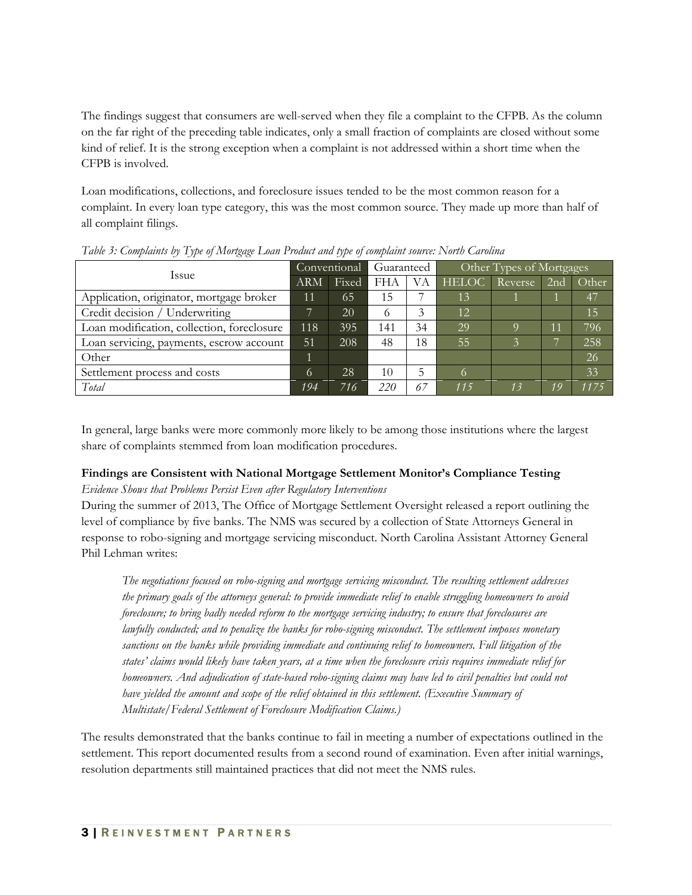The findings suggest that consumers are well-served when they file a complaint to the CFPB. As the column on the far right of the preceding table indicates, only a small fraction of complaints are closed without some kind of relief. It is the strong exception when a complaint is not addressed within a short time when the CFPB is involved.

Loan modifications, collections, and foreclosure issues tended to be the most common reason for a complaint. In every loan type category, this was the most common source. They made up more than half of all complaint filings.

*Table 3: Complaints by Type of Mortgage Loan Product and type of complaint source: North Carolina*

| Issue | Conventional | | Guaranteed | | Other Types of Mortgages | | | |
|---|---|---|---|---|---|---|---|---|
| | ARM | Fixed | FHA | VA | HELOC | Reverse | 2nd | Other |
| Application, originator, mortgage broker | 11 | 65 | 15 | 7 | 13 | 1 | 1 | 47 |
| Credit decision / Underwriting | 7 | 20 | 6 | 3 | 12 | | | 15 |
| Loan modification, collection, foreclosure | 118 | 395 | 141 | 34 | 29 | 9 | 11 | 796 |
| Loan servicing, payments, escrow account | 51 | 208 | 48 | 18 | 55 | 3 | 7 | 258 |
| Other | 1 | | | | | | | 26 |
| Settlement process and costs | 6 | 28 | 10 | 5 | 6 | | | 33 |
| *Total* | *194* | *716* | *220* | *67* | *115* | *13* | *19* | *1175* |

In general, large banks were more commonly more likely to be among those institutions where the largest share of complaints stemmed from loan modification procedures.

**Findings are Consistent with National Mortgage Settlement Monitor's Compliance Testing**

*Evidence Shows that Problems Persist Even after Regulatory Interventions*

During the summer of 2013, The Office of Mortgage Settlement Oversight released a report outlining the level of compliance by five banks. The NMS was secured by a collection of State Attorneys General in response to robo-signing and mortgage servicing misconduct. North Carolina Assistant Attorney General Phil Lehman writes:

> *The negotiations focused on robo-signing and mortgage servicing misconduct. The resulting settlement addresses the primary goals of the attorneys general: to provide immediate relief to enable struggling homeowners to avoid foreclosure; to bring badly needed reform to the mortgage servicing industry; to ensure that foreclosures are lawfully conducted; and to penalize the banks for robo-signing misconduct. The settlement imposes monetary sanctions on the banks while providing immediate and continuing relief to homeowners. Full litigation of the states' claims would likely have taken years, at a time when the foreclosure crisis requires immediate relief for homeowners. And adjudication of state-based robo-signing claims may have led to civil penalties but could not have yielded the amount and scope of the relief obtained in this settlement. (Executive Summary of Multistate/Federal Settlement of Foreclosure Modification Claims.)*

The results demonstrated that the banks continue to fail in meeting a number of expectations outlined in the settlement. This report documented results from a second round of examination. Even after initial warnings, resolution departments still maintained practices that did not meet the NMS rules.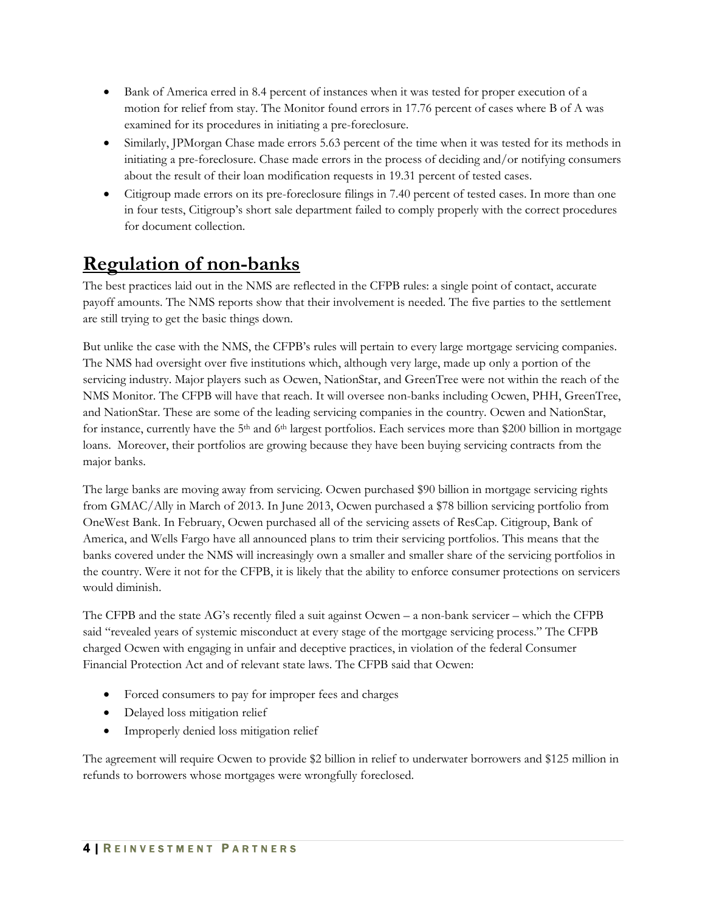- Bank of America erred in 8.4 percent of instances when it was tested for proper execution of a motion for relief from stay. The Monitor found errors in 17.76 percent of cases where B of A was examined for its procedures in initiating a pre-foreclosure.
- Similarly, JPMorgan Chase made errors 5.63 percent of the time when it was tested for its methods in initiating a pre-foreclosure. Chase made errors in the process of deciding and/or notifying consumers about the result of their loan modification requests in 19.31 percent of tested cases.
- Citigroup made errors on its pre-foreclosure filings in 7.40 percent of tested cases. In more than one in four tests, Citigroup's short sale department failed to comply properly with the correct procedures for document collection.

## Regulation of non-banks

The best practices laid out in the NMS are reflected in the CFPB rules: a single point of contact, accurate payoff amounts. The NMS reports show that their involvement is needed. The five parties to the settlement are still trying to get the basic things down.

But unlike the case with the NMS, the CFPB's rules will pertain to every large mortgage servicing companies. The NMS had oversight over five institutions which, although very large, made up only a portion of the servicing industry. Major players such as Ocwen, NationStar, and GreenTree were not within the reach of the NMS Monitor. The CFPB will have that reach. It will oversee non-banks including Ocwen, PHH, GreenTree, and NationStar. These are some of the leading servicing companies in the country. Ocwen and NationStar, for instance, currently have the 5th and 6th largest portfolios. Each services more than $200 billion in mortgage loans. Moreover, their portfolios are growing because they have been buying servicing contracts from the major banks.

The large banks are moving away from servicing. Ocwen purchased $90 billion in mortgage servicing rights from GMAC/Ally in March of 2013. In June 2013, Ocwen purchased a $78 billion servicing portfolio from OneWest Bank. In February, Ocwen purchased all of the servicing assets of ResCap. Citigroup, Bank of America, and Wells Fargo have all announced plans to trim their servicing portfolios. This means that the banks covered under the NMS will increasingly own a smaller and smaller share of the servicing portfolios in the country. Were it not for the CFPB, it is likely that the ability to enforce consumer protections on servicers would diminish.

The CFPB and the state AG's recently filed a suit against Ocwen – a non-bank servicer – which the CFPB said "revealed years of systemic misconduct at every stage of the mortgage servicing process." The CFPB charged Ocwen with engaging in unfair and deceptive practices, in violation of the federal Consumer Financial Protection Act and of relevant state laws. The CFPB said that Ocwen:

- Forced consumers to pay for improper fees and charges
- Delayed loss mitigation relief
- Improperly denied loss mitigation relief

The agreement will require Ocwen to provide $2 billion in relief to underwater borrowers and $125 million in refunds to borrowers whose mortgages were wrongfully foreclosed.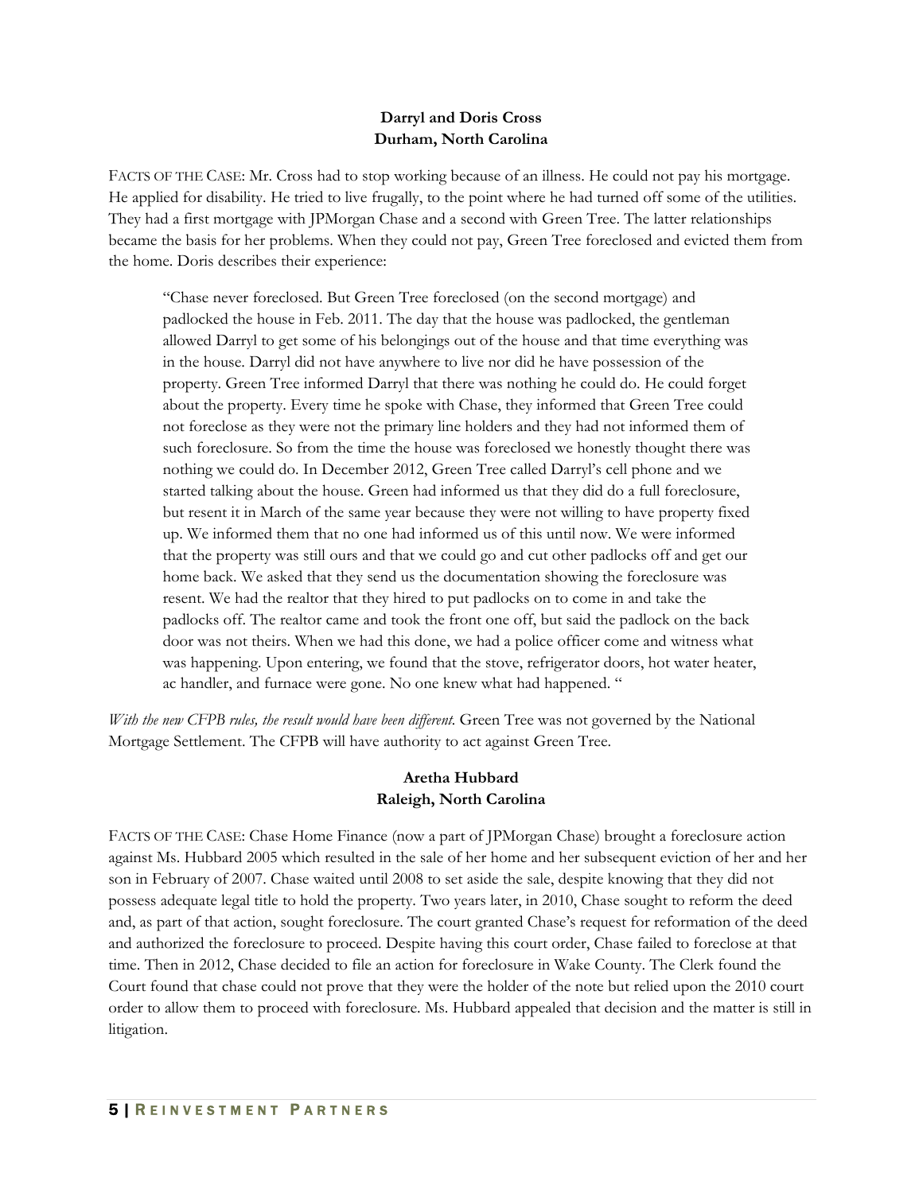### Darryl and Doris Cross
### Durham, North Carolina

FACTS OF THE CASE: Mr. Cross had to stop working because of an illness. He could not pay his mortgage. He applied for disability. He tried to live frugally, to the point where he had turned off some of the utilities. They had a first mortgage with JPMorgan Chase and a second with Green Tree. The latter relationships became the basis for her problems. When they could not pay, Green Tree foreclosed and evicted them from the home. Doris describes their experience:

> "Chase never foreclosed. But Green Tree foreclosed (on the second mortgage) and padlocked the house in Feb. 2011. The day that the house was padlocked, the gentleman allowed Darryl to get some of his belongings out of the house and that time everything was in the house. Darryl did not have anywhere to live nor did he have possession of the property. Green Tree informed Darryl that there was nothing he could do. He could forget about the property. Every time he spoke with Chase, they informed that Green Tree could not foreclose as they were not the primary line holders and they had not informed them of such foreclosure. So from the time the house was foreclosed we honestly thought there was nothing we could do. In December 2012, Green Tree called Darryl's cell phone and we started talking about the house. Green had informed us that they did do a full foreclosure, but resent it in March of the same year because they were not willing to have property fixed up. We informed them that no one had informed us of this until now. We were informed that the property was still ours and that we could go and cut other padlocks off and get our home back. We asked that they send us the documentation showing the foreclosure was resent. We had the realtor that they hired to put padlocks on to come in and take the padlocks off. The realtor came and took the front one off, but said the padlock on the back door was not theirs. When we had this done, we had a police officer come and witness what was happening. Upon entering, we found that the stove, refrigerator doors, hot water heater, ac handler, and furnace were gone. No one knew what had happened. "

*With the new CFPB rules, the result would have been different.* Green Tree was not governed by the National Mortgage Settlement. The CFPB will have authority to act against Green Tree.

### Aretha Hubbard
### Raleigh, North Carolina

FACTS OF THE CASE: Chase Home Finance (now a part of JPMorgan Chase) brought a foreclosure action against Ms. Hubbard 2005 which resulted in the sale of her home and her subsequent eviction of her and her son in February of 2007. Chase waited until 2008 to set aside the sale, despite knowing that they did not possess adequate legal title to hold the property. Two years later, in 2010, Chase sought to reform the deed and, as part of that action, sought foreclosure. The court granted Chase's request for reformation of the deed and authorized the foreclosure to proceed. Despite having this court order, Chase failed to foreclose at that time. Then in 2012, Chase decided to file an action for foreclosure in Wake County. The Clerk found the Court found that chase could not prove that they were the holder of the note but relied upon the 2010 court order to allow them to proceed with foreclosure. Ms. Hubbard appealed that decision and the matter is still in litigation.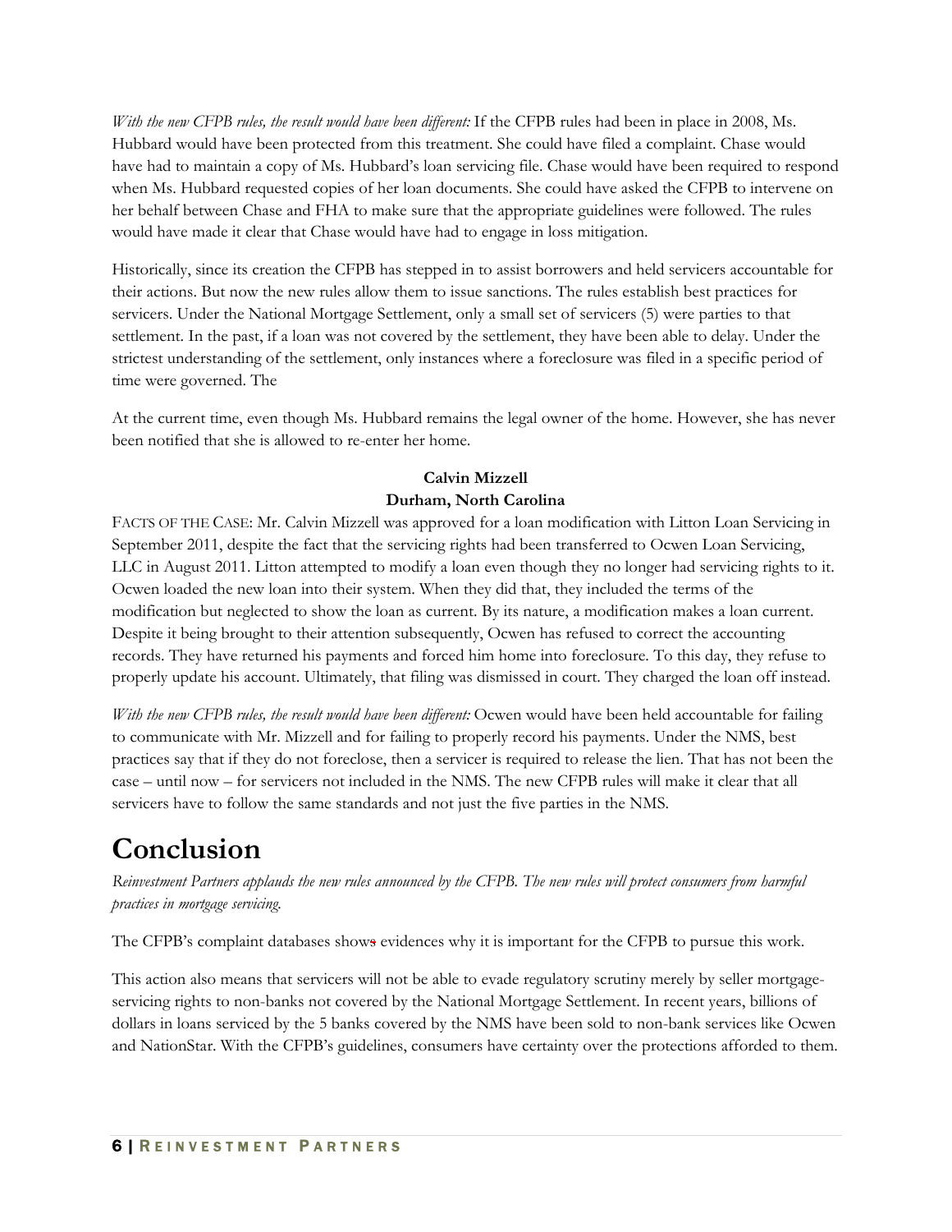*With the new CFPB rules, the result would have been different:* If the CFPB rules had been in place in 2008, Ms. Hubbard would have been protected from this treatment. She could have filed a complaint. Chase would have had to maintain a copy of Ms. Hubbard's loan servicing file. Chase would have been required to respond when Ms. Hubbard requested copies of her loan documents. She could have asked the CFPB to intervene on her behalf between Chase and FHA to make sure that the appropriate guidelines were followed. The rules would have made it clear that Chase would have had to engage in loss mitigation.

Historically, since its creation the CFPB has stepped in to assist borrowers and held servicers accountable for their actions. But now the new rules allow them to issue sanctions. The rules establish best practices for servicers. Under the National Mortgage Settlement, only a small set of servicers (5) were parties to that settlement. In the past, if a loan was not covered by the settlement, they have been able to delay. Under the strictest understanding of the settlement, only instances where a foreclosure was filed in a specific period of time were governed. The

At the current time, even though Ms. Hubbard remains the legal owner of the home. However, she has never been notified that she is allowed to re-enter her home.

**Calvin Mizzell**
**Durham, North Carolina**

FACTS OF THE CASE: Mr. Calvin Mizzell was approved for a loan modification with Litton Loan Servicing in September 2011, despite the fact that the servicing rights had been transferred to Ocwen Loan Servicing, LLC in August 2011. Litton attempted to modify a loan even though they no longer had servicing rights to it. Ocwen loaded the new loan into their system. When they did that, they included the terms of the modification but neglected to show the loan as current. By its nature, a modification makes a loan current. Despite it being brought to their attention subsequently, Ocwen has refused to correct the accounting records. They have returned his payments and forced him home into foreclosure. To this day, they refuse to properly update his account. Ultimately, that filing was dismissed in court. They charged the loan off instead.

*With the new CFPB rules, the result would have been different:* Ocwen would have been held accountable for failing to communicate with Mr. Mizzell and for failing to properly record his payments. Under the NMS, best practices say that if they do not foreclose, then a servicer is required to release the lien. That has not been the case – until now – for servicers not included in the NMS. The new CFPB rules will make it clear that all servicers have to follow the same standards and not just the five parties in the NMS.

# Conclusion

*Reinvestment Partners applauds the new rules announced by the CFPB. The new rules will protect consumers from harmful practices in mortgage servicing.*

The CFPB's complaint databases shows evidences why it is important for the CFPB to pursue this work.

This action also means that servicers will not be able to evade regulatory scrutiny merely by seller mortgage-servicing rights to non-banks not covered by the National Mortgage Settlement. In recent years, billions of dollars in loans serviced by the 5 banks covered by the NMS have been sold to non-bank services like Ocwen and NationStar. With the CFPB's guidelines, consumers have certainty over the protections afforded to them.